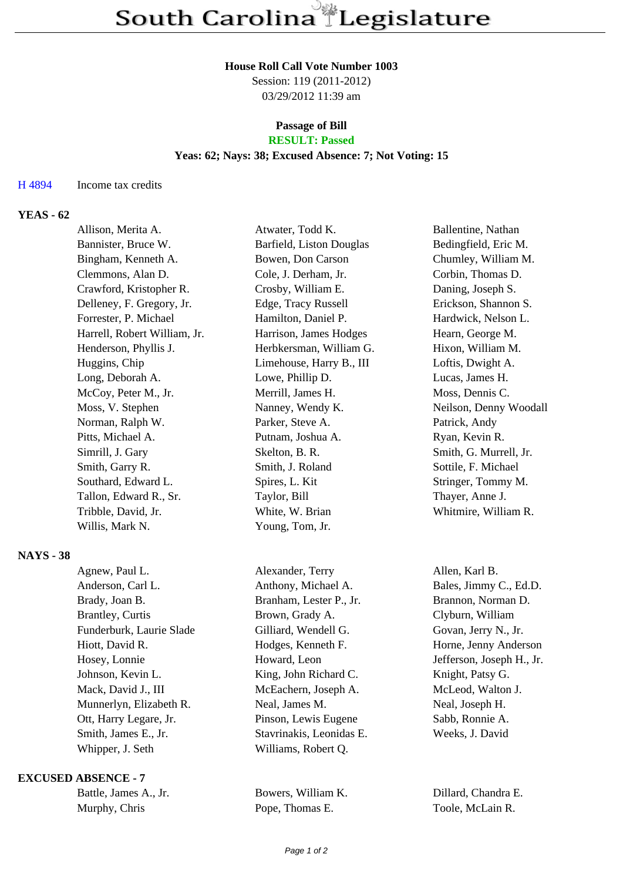# South Carolina Legislature

**House Roll Call Vote Number 1003**

Session: 119 (2011-2012)

03/29/2012 11:39 am

**Passage of Bill**

**RESULT: Passed**

**Yeas: 62; Nays: 38; Excused Absence: 7; Not Voting: 15**

H 4894 Income tax credits

## YEAS - 62

| | | |
|---|---|---|
| Allison, Merita A. | Atwater, Todd K. | Ballentine, Nathan |
| Bannister, Bruce W. | Barfield, Liston Douglas | Bedingfield, Eric M. |
| Bingham, Kenneth A. | Bowen, Don Carson | Chumley, William M. |
| Clemmons, Alan D. | Cole, J. Derham, Jr. | Corbin, Thomas D. |
| Crawford, Kristopher R. | Crosby, William E. | Daning, Joseph S. |
| Delleney, F. Gregory, Jr. | Edge, Tracy Russell | Erickson, Shannon S. |
| Forrester, P. Michael | Hamilton, Daniel P. | Hardwick, Nelson L. |
| Harrell, Robert William, Jr. | Harrison, James Hodges | Hearn, George M. |
| Henderson, Phyllis J. | Herbkersman, William G. | Hixon, William M. |
| Huggins, Chip | Limehouse, Harry B., III | Loftis, Dwight A. |
| Long, Deborah A. | Lowe, Phillip D. | Lucas, James H. |
| McCoy, Peter M., Jr. | Merrill, James H. | Moss, Dennis C. |
| Moss, V. Stephen | Nanney, Wendy K. | Neilson, Denny Woodall |
| Norman, Ralph W. | Parker, Steve A. | Patrick, Andy |
| Pitts, Michael A. | Putnam, Joshua A. | Ryan, Kevin R. |
| Simrill, J. Gary | Skelton, B. R. | Smith, G. Murrell, Jr. |
| Smith, Garry R. | Smith, J. Roland | Sottile, F. Michael |
| Southard, Edward L. | Spires, L. Kit | Stringer, Tommy M. |
| Tallon, Edward R., Sr. | Taylor, Bill | Thayer, Anne J. |
| Tribble, David, Jr. | White, W. Brian | Whitmire, William R. |
| Willis, Mark N. | Young, Tom, Jr. | |

## NAYS - 38

| | | |
|---|---|---|
| Agnew, Paul L. | Alexander, Terry | Allen, Karl B. |
| Anderson, Carl L. | Anthony, Michael A. | Bales, Jimmy C., Ed.D. |
| Brady, Joan B. | Branham, Lester P., Jr. | Brannon, Norman D. |
| Brantley, Curtis | Brown, Grady A. | Clyburn, William |
| Funderburk, Laurie Slade | Gilliard, Wendell G. | Govan, Jerry N., Jr. |
| Hiott, David R. | Hodges, Kenneth F. | Horne, Jenny Anderson |
| Hosey, Lonnie | Howard, Leon | Jefferson, Joseph H., Jr. |
| Johnson, Kevin L. | King, John Richard C. | Knight, Patsy G. |
| Mack, David J., III | McEachern, Joseph A. | McLeod, Walton J. |
| Munnerlyn, Elizabeth R. | Neal, James M. | Neal, Joseph H. |
| Ott, Harry Legare, Jr. | Pinson, Lewis Eugene | Sabb, Ronnie A. |
| Smith, James E., Jr. | Stavrinakis, Leonidas E. | Weeks, J. David |
| Whipper, J. Seth | Williams, Robert Q. | |

## EXCUSED ABSENCE - 7

| | | |
|---|---|---|
| Battle, James A., Jr. | Bowers, William K. | Dillard, Chandra E. |
| Murphy, Chris | Pope, Thomas E. | Toole, McLain R. |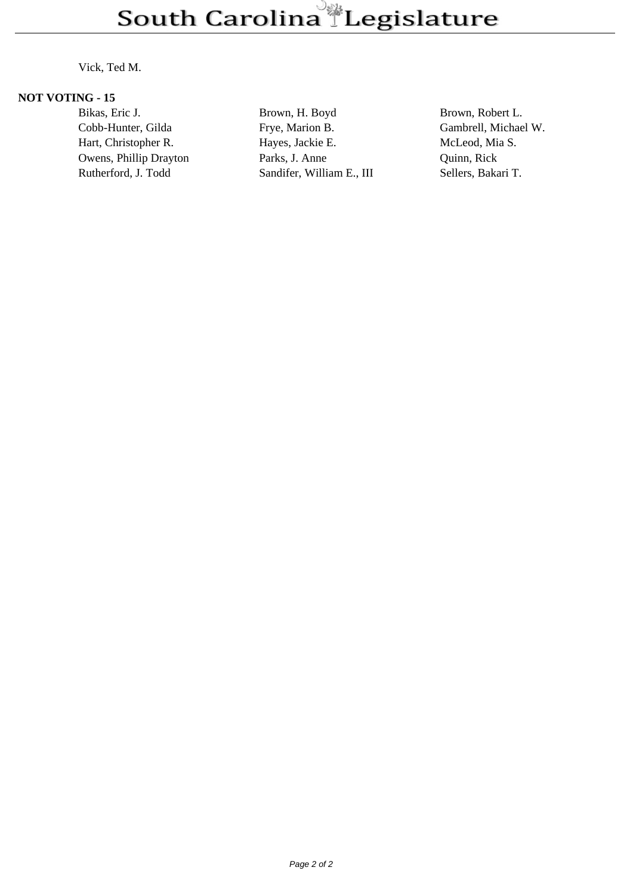Vick, Ted M.

**NOT VOTING - 15**

| | | |
|---|---|---|
| Bikas, Eric J. | Brown, H. Boyd | Brown, Robert L. |
| Cobb-Hunter, Gilda | Frye, Marion B. | Gambrell, Michael W. |
| Hart, Christopher R. | Hayes, Jackie E. | McLeod, Mia S. |
| Owens, Phillip Drayton | Parks, J. Anne | Quinn, Rick |
| Rutherford, J. Todd | Sandifer, William E., III | Sellers, Bakari T. |